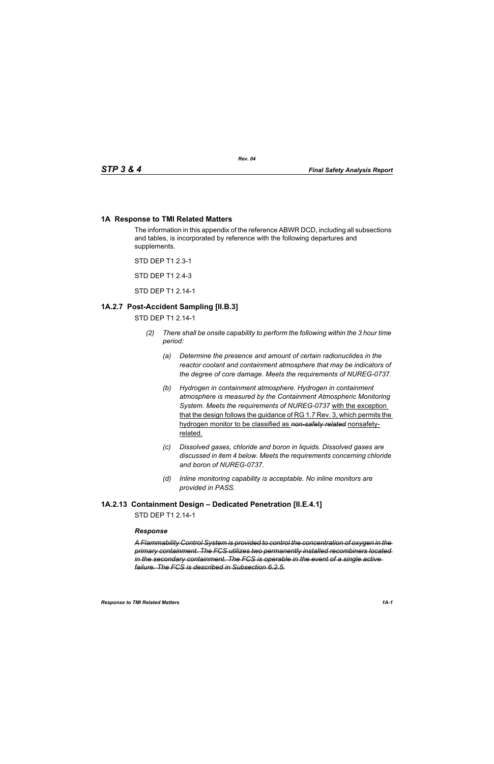## 1A Response to TMI Related Matters

The information in this appendix of the reference ABWR DCD, including all subsections and tables, is incorporated by reference with the following departures and supplements.

STD DEP T1 2.3-1

STD DEP T1 2.4-3

STD DEP T1 2.14-1

### 1A.2.7 Post-Accident Sampling [II.B.3]

STD DEP T1 2.14-1

*(2) There shall be onsite capability to perform the following within the 3 hour time period:*

*(a) Determine the presence and amount of certain radionuclides in the reactor coolant and containment atmosphere that may be indicators of the degree of core damage. Meets the requirements of NUREG-0737.*

*(b) Hydrogen in containment atmosphere. Hydrogen in containment atmosphere is measured by the Containment Atmospheric Monitoring System. Meets the requirements of NUREG-0737* <u>with the exception that the design follows the guidance of RG 1.7 Rev. 3, which permits the hydrogen monitor to be classified as</u> ~~*non-safety related*~~ <u>nonsafety-related.</u>

*(c) Dissolved gases, chloride and boron in liquids. Dissolved gases are discussed in item 4 below. Meets the requirements concerning chloride and boron of NUREG-0737.*

*(d) Inline monitoring capability is acceptable. No inline monitors are provided in PASS.*

### 1A.2.13 Containment Design – Dedicated Penetration [II.E.4.1]

STD DEP T1 2.14-1

***Response***

~~*A Flammability Control System is provided to control the concentration of oxygen in the primary containment. The FCS utilizes two permanently installed recombiners located in the secondary containment. The FCS is operable in the event of a single active failure. The FCS is described in Subsection 6.2.5.*~~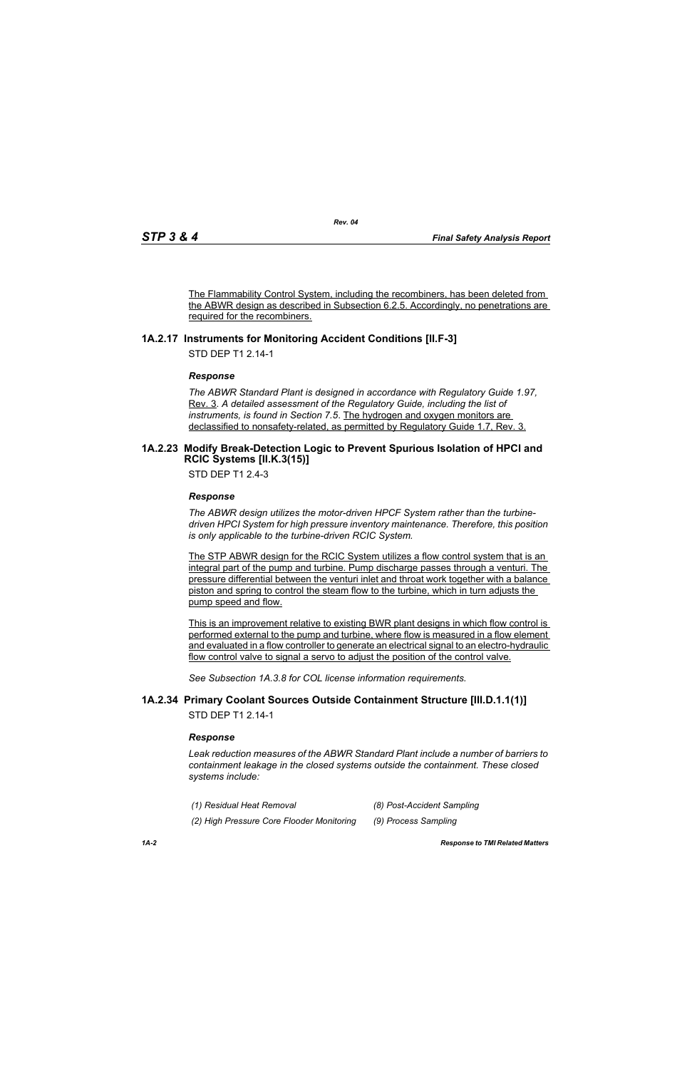The Flammability Control System, including the recombiners, has been deleted from the ABWR design as described in Subsection 6.2.5. Accordingly, no penetrations are required for the recombiners.

### 1A.2.17 Instruments for Monitoring Accident Conditions [II.F-3]

STD DEP T1 2.14-1

***Response***

*The ABWR Standard Plant is designed in accordance with Regulatory Guide 1.97,* Rev. 3. *A detailed assessment of the Regulatory Guide, including the list of instruments, is found in Section 7.5.* The hydrogen and oxygen monitors are declassified to nonsafety-related, as permitted by Regulatory Guide 1.7, Rev. 3.

### 1A.2.23 Modify Break-Detection Logic to Prevent Spurious Isolation of HPCI and RCIC Systems [II.K.3(15)]

STD DEP T1 2.4-3

***Response***

*The ABWR design utilizes the motor-driven HPCF System rather than the turbine-driven HPCI System for high pressure inventory maintenance. Therefore, this position is only applicable to the turbine-driven RCIC System.*

The STP ABWR design for the RCIC System utilizes a flow control system that is an integral part of the pump and turbine. Pump discharge passes through a venturi. The pressure differential between the venturi inlet and throat work together with a balance piston and spring to control the steam flow to the turbine, which in turn adjusts the pump speed and flow.

This is an improvement relative to existing BWR plant designs in which flow control is performed external to the pump and turbine, where flow is measured in a flow element and evaluated in a flow controller to generate an electrical signal to an electro-hydraulic flow control valve to signal a servo to adjust the position of the control valve.

*See Subsection 1A.3.8 for COL license information requirements.*

### 1A.2.34 Primary Coolant Sources Outside Containment Structure [III.D.1.1(1)]

STD DEP T1 2.14-1

***Response***

*Leak reduction measures of the ABWR Standard Plant include a number of barriers to containment leakage in the closed systems outside the containment. These closed systems include:*

*(1) Residual Heat Removal*

*(2) High Pressure Core Flooder Monitoring*

*(8) Post-Accident Sampling*

*(9) Process Sampling*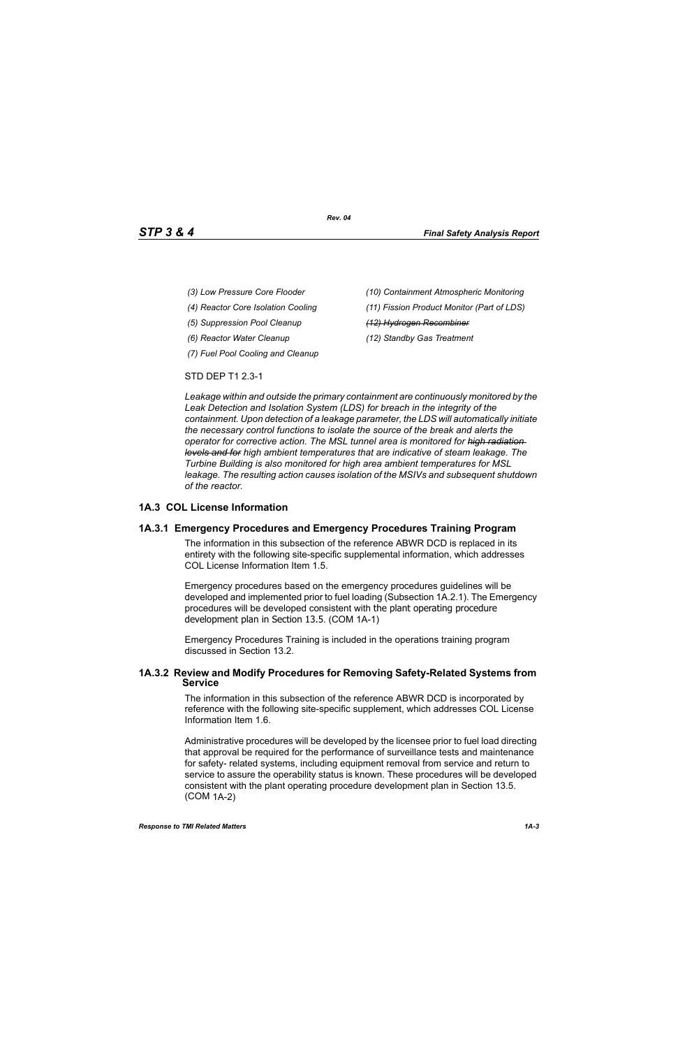*(3) Low Pressure Core Flooder*

*(4) Reactor Core Isolation Cooling*

*(5) Suppression Pool Cleanup*

*(6) Reactor Water Cleanup*

*(7) Fuel Pool Cooling and Cleanup*

*(10) Containment Atmospheric Monitoring*

*(11) Fission Product Monitor (Part of LDS)*

*~~(12) Hydrogen Recombiner~~*

*(12) Standby Gas Treatment*

STD DEP T1 2.3-1

*Leakage within and outside the primary containment are continuously monitored by the Leak Detection and Isolation System (LDS) for breach in the integrity of the containment. Upon detection of a leakage parameter, the LDS will automatically initiate the necessary control functions to isolate the source of the break and alerts the operator for corrective action. The MSL tunnel area is monitored for ~~high radiation levels and for~~ high ambient temperatures that are indicative of steam leakage. The Turbine Building is also monitored for high area ambient temperatures for MSL leakage. The resulting action causes isolation of the MSIVs and subsequent shutdown of the reactor.*

## 1A.3 COL License Information

### 1A.3.1 Emergency Procedures and Emergency Procedures Training Program

The information in this subsection of the reference ABWR DCD is replaced in its entirety with the following site-specific supplemental information, which addresses COL License Information Item 1.5.

Emergency procedures based on the emergency procedures guidelines will be developed and implemented prior to fuel loading (Subsection 1A.2.1). The Emergency procedures will be developed consistent with the plant operating procedure development plan in Section 13.5. (COM 1A-1)

Emergency Procedures Training is included in the operations training program discussed in Section 13.2.

### 1A.3.2 Review and Modify Procedures for Removing Safety-Related Systems from Service

The information in this subsection of the reference ABWR DCD is incorporated by reference with the following site-specific supplement, which addresses COL License Information Item 1.6.

Administrative procedures will be developed by the licensee prior to fuel load directing that approval be required for the performance of surveillance tests and maintenance for safety- related systems, including equipment removal from service and return to service to assure the operability status is known. These procedures will be developed consistent with the plant operating procedure development plan in Section 13.5. (COM 1A-2)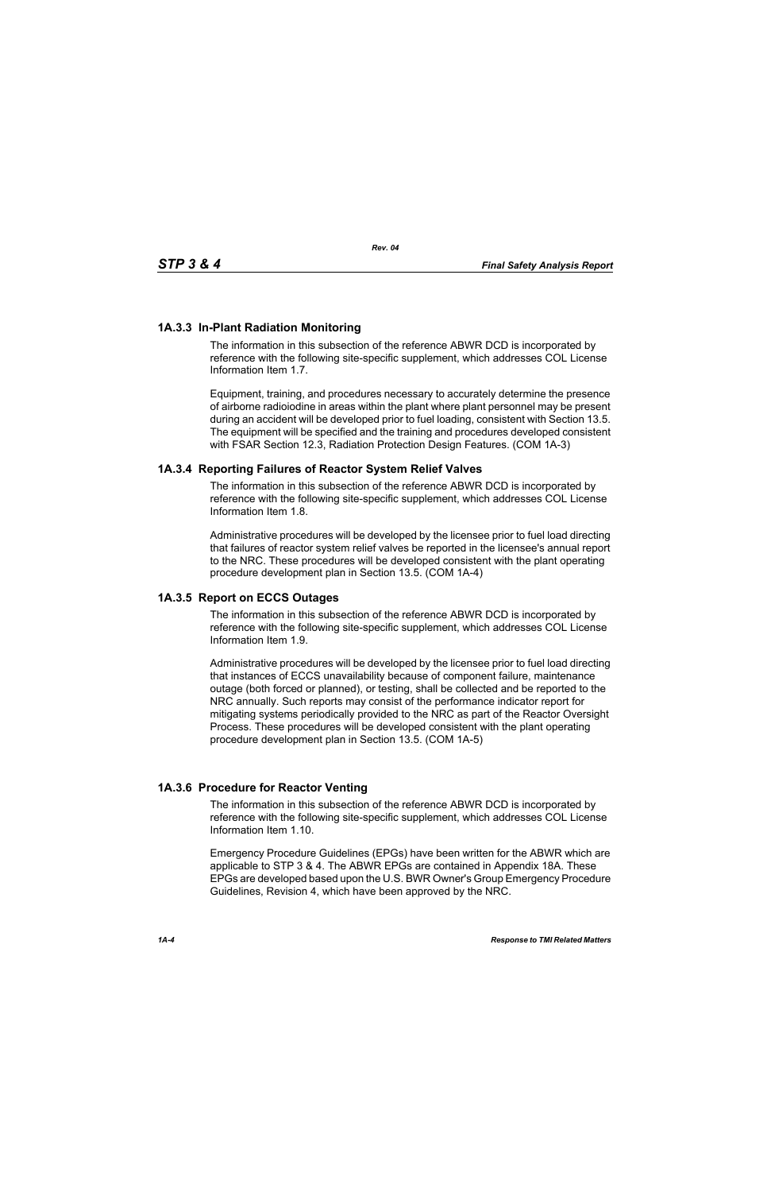### 1A.3.3 In-Plant Radiation Monitoring

The information in this subsection of the reference ABWR DCD is incorporated by reference with the following site-specific supplement, which addresses COL License Information Item 1.7.

Equipment, training, and procedures necessary to accurately determine the presence of airborne radioiodine in areas within the plant where plant personnel may be present during an accident will be developed prior to fuel loading, consistent with Section 13.5. The equipment will be specified and the training and procedures developed consistent with FSAR Section 12.3, Radiation Protection Design Features. (COM 1A-3)

### 1A.3.4 Reporting Failures of Reactor System Relief Valves

The information in this subsection of the reference ABWR DCD is incorporated by reference with the following site-specific supplement, which addresses COL License Information Item 1.8.

Administrative procedures will be developed by the licensee prior to fuel load directing that failures of reactor system relief valves be reported in the licensee's annual report to the NRC. These procedures will be developed consistent with the plant operating procedure development plan in Section 13.5. (COM 1A-4)

### 1A.3.5 Report on ECCS Outages

The information in this subsection of the reference ABWR DCD is incorporated by reference with the following site-specific supplement, which addresses COL License Information Item 1.9.

Administrative procedures will be developed by the licensee prior to fuel load directing that instances of ECCS unavailability because of component failure, maintenance outage (both forced or planned), or testing, shall be collected and be reported to the NRC annually. Such reports may consist of the performance indicator report for mitigating systems periodically provided to the NRC as part of the Reactor Oversight Process. These procedures will be developed consistent with the plant operating procedure development plan in Section 13.5. (COM 1A-5)

### 1A.3.6 Procedure for Reactor Venting

The information in this subsection of the reference ABWR DCD is incorporated by reference with the following site-specific supplement, which addresses COL License Information Item 1.10.

Emergency Procedure Guidelines (EPGs) have been written for the ABWR which are applicable to STP 3 & 4. The ABWR EPGs are contained in Appendix 18A. These EPGs are developed based upon the U.S. BWR Owner's Group Emergency Procedure Guidelines, Revision 4, which have been approved by the NRC.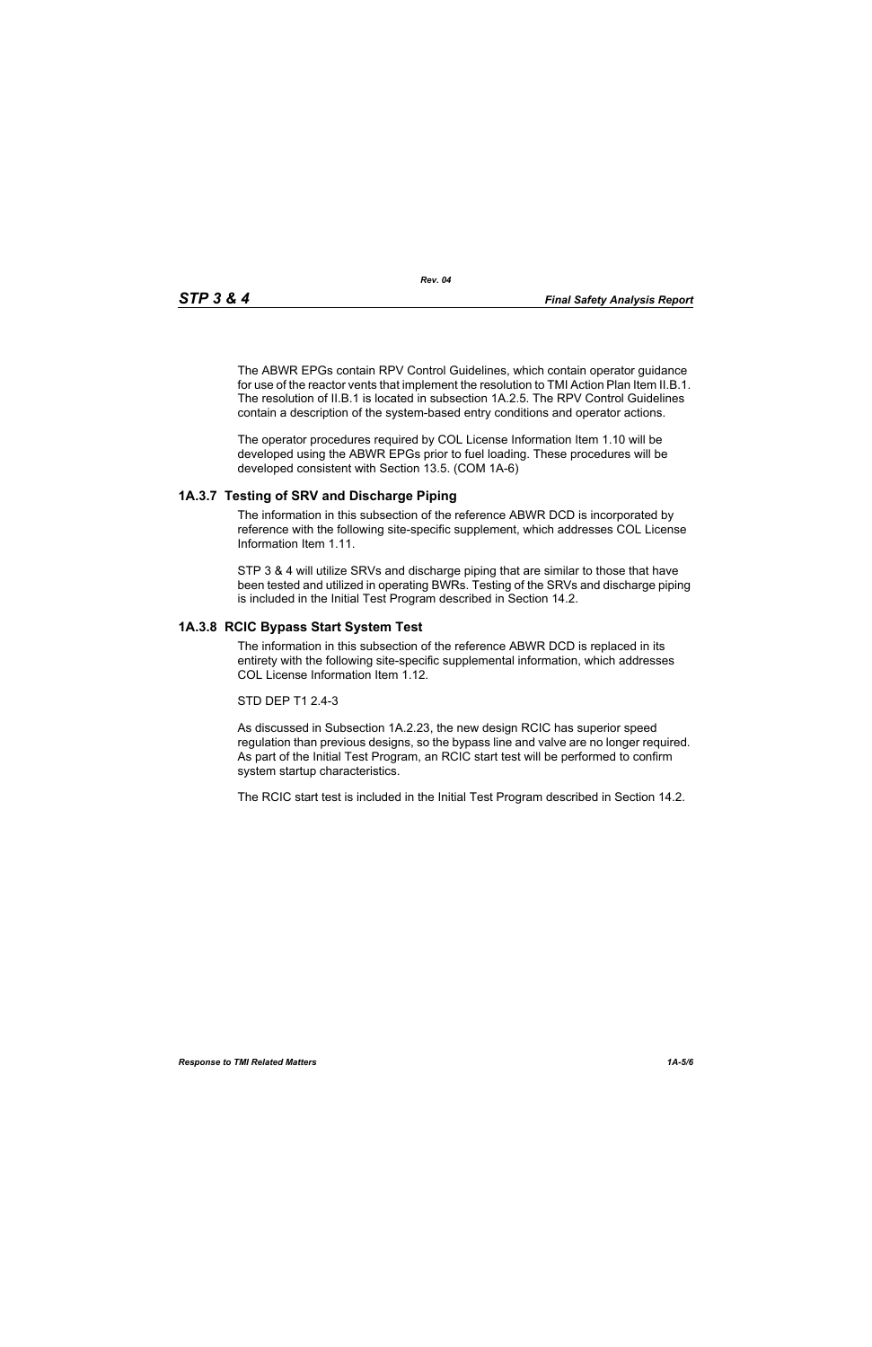The ABWR EPGs contain RPV Control Guidelines, which contain operator guidance for use of the reactor vents that implement the resolution to TMI Action Plan Item II.B.1. The resolution of II.B.1 is located in subsection 1A.2.5. The RPV Control Guidelines contain a description of the system-based entry conditions and operator actions.

The operator procedures required by COL License Information Item 1.10 will be developed using the ABWR EPGs prior to fuel loading. These procedures will be developed consistent with Section 13.5. (COM 1A-6)

### 1A.3.7 Testing of SRV and Discharge Piping

The information in this subsection of the reference ABWR DCD is incorporated by reference with the following site-specific supplement, which addresses COL License Information Item 1.11.

STP 3 & 4 will utilize SRVs and discharge piping that are similar to those that have been tested and utilized in operating BWRs. Testing of the SRVs and discharge piping is included in the Initial Test Program described in Section 14.2.

### 1A.3.8 RCIC Bypass Start System Test

The information in this subsection of the reference ABWR DCD is replaced in its entirety with the following site-specific supplemental information, which addresses COL License Information Item 1.12.

STD DEP T1 2.4-3

As discussed in Subsection 1A.2.23, the new design RCIC has superior speed regulation than previous designs, so the bypass line and valve are no longer required. As part of the Initial Test Program, an RCIC start test will be performed to confirm system startup characteristics.

The RCIC start test is included in the Initial Test Program described in Section 14.2.